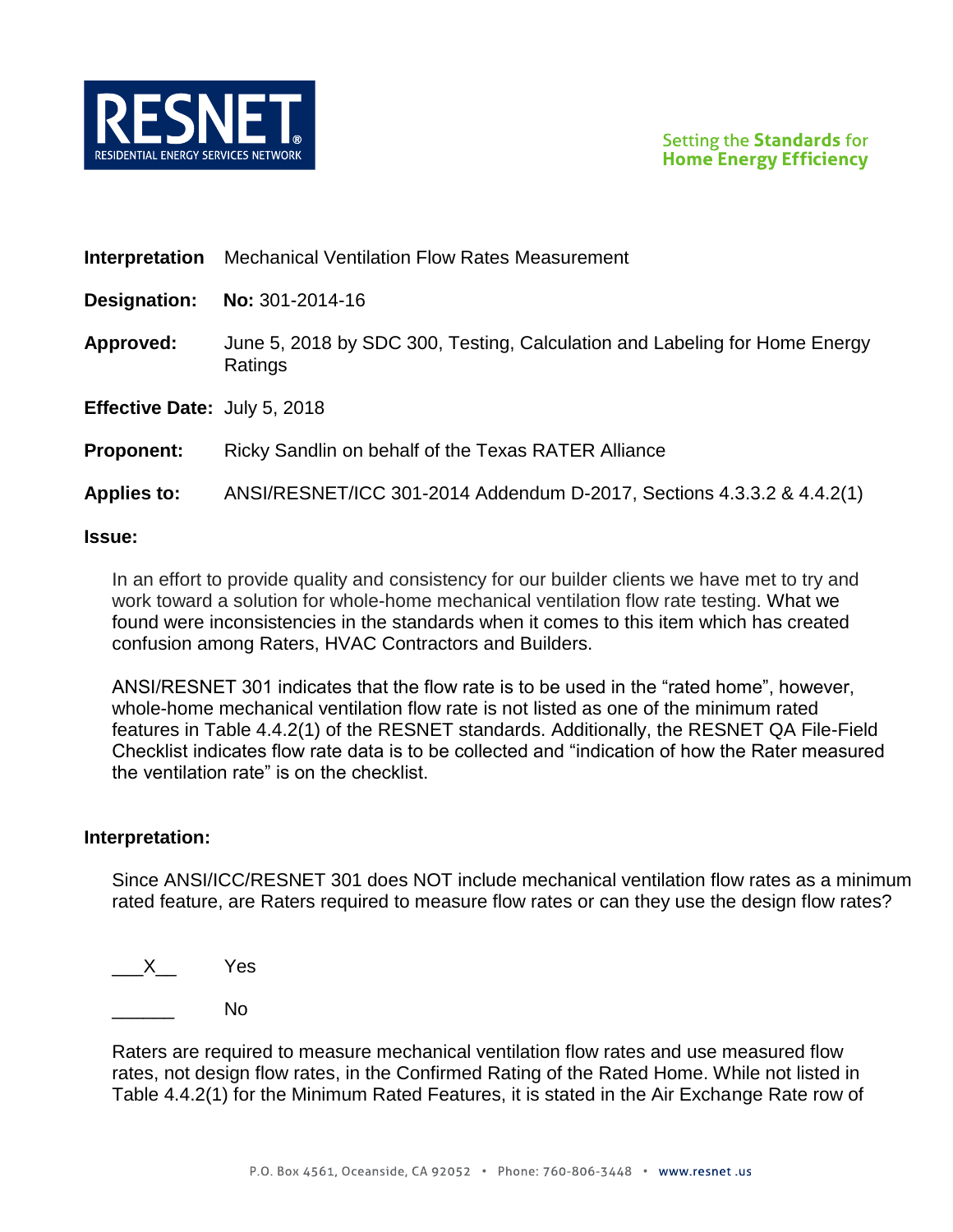**RESNET**
RESIDENTIAL ENERGY SERVICES NETWORK

Setting the **Standards** for
**Home Energy Efficiency**

**Interpretation** Mechanical Ventilation Flow Rates Measurement

**Designation:** **No:** 301-2014-16

**Approved:** June 5, 2018 by SDC 300, Testing, Calculation and Labeling for Home Energy Ratings

**Effective Date:** July 5, 2018

**Proponent:** Ricky Sandlin on behalf of the Texas RATER Alliance

**Applies to:** ANSI/RESNET/ICC 301-2014 Addendum D-2017, Sections 4.3.3.2 & 4.4.2(1)

**Issue:**

In an effort to provide quality and consistency for our builder clients we have met to try and work toward a solution for whole-home mechanical ventilation flow rate testing. What we found were inconsistencies in the standards when it comes to this item which has created confusion among Raters, HVAC Contractors and Builders.

ANSI/RESNET 301 indicates that the flow rate is to be used in the "rated home", however, whole-home mechanical ventilation flow rate is not listed as one of the minimum rated features in Table 4.4.2(1) of the RESNET standards. Additionally, the RESNET QA File-Field Checklist indicates flow rate data is to be collected and "indication of how the Rater measured the ventilation rate" is on the checklist.

**Interpretation:**

Since ANSI/ICC/RESNET 301 does NOT include mechanical ventilation flow rates as a minimum rated feature, are Raters required to measure flow rates or can they use the design flow rates?

\_\_\_X\_\_ Yes

\_\_\_\_\_\_ No

Raters are required to measure mechanical ventilation flow rates and use measured flow rates, not design flow rates, in the Confirmed Rating of the Rated Home. While not listed in Table 4.4.2(1) for the Minimum Rated Features, it is stated in the Air Exchange Rate row of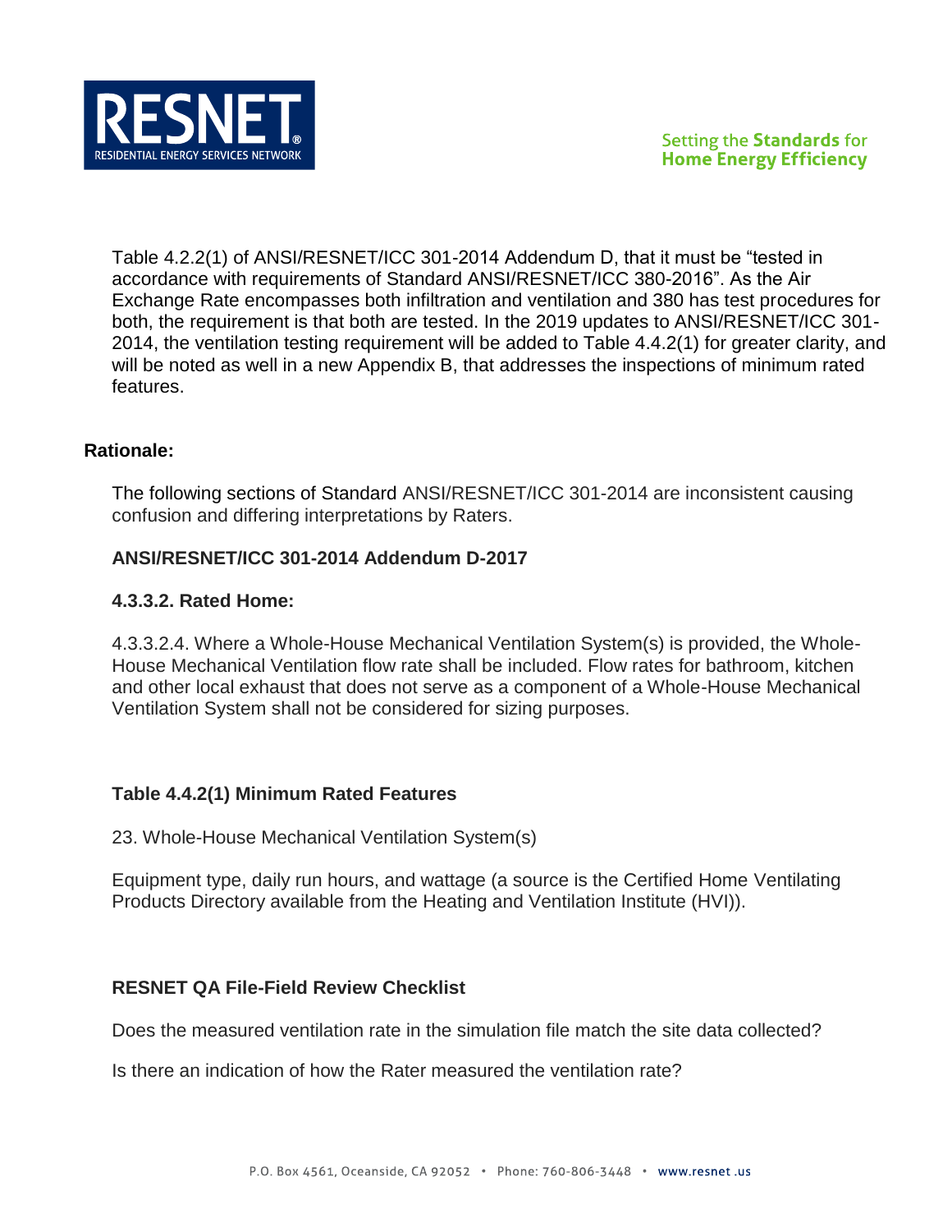Table 4.2.2(1) of ANSI/RESNET/ICC 301-2014 Addendum D, that it must be "tested in accordance with requirements of Standard ANSI/RESNET/ICC 380-2016". As the Air Exchange Rate encompasses both infiltration and ventilation and 380 has test procedures for both, the requirement is that both are tested. In the 2019 updates to ANSI/RESNET/ICC 301-2014, the ventilation testing requirement will be added to Table 4.4.2(1) for greater clarity, and will be noted as well in a new Appendix B, that addresses the inspections of minimum rated features.

**Rationale:**

The following sections of Standard ANSI/RESNET/ICC 301-2014 are inconsistent causing confusion and differing interpretations by Raters.

**ANSI/RESNET/ICC 301-2014 Addendum D-2017**

**4.3.3.2. Rated Home:**

4.3.3.2.4. Where a Whole-House Mechanical Ventilation System(s) is provided, the Whole-House Mechanical Ventilation flow rate shall be included. Flow rates for bathroom, kitchen and other local exhaust that does not serve as a component of a Whole-House Mechanical Ventilation System shall not be considered for sizing purposes.

**Table 4.4.2(1) Minimum Rated Features**

23. Whole-House Mechanical Ventilation System(s)

Equipment type, daily run hours, and wattage (a source is the Certified Home Ventilating Products Directory available from the Heating and Ventilation Institute (HVI)).

**RESNET QA File-Field Review Checklist**

Does the measured ventilation rate in the simulation file match the site data collected?

Is there an indication of how the Rater measured the ventilation rate?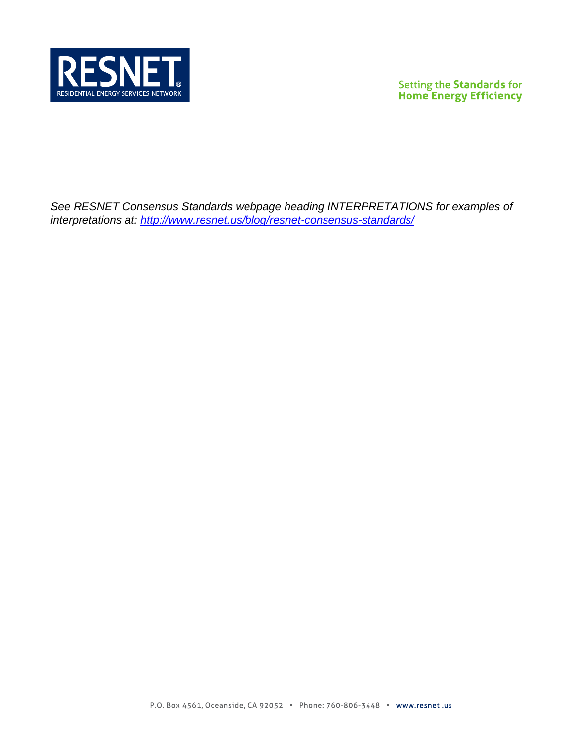*See RESNET Consensus Standards webpage heading INTERPRETATIONS for examples of interpretations at: http://www.resnet.us/blog/resnet-consensus-standards/*